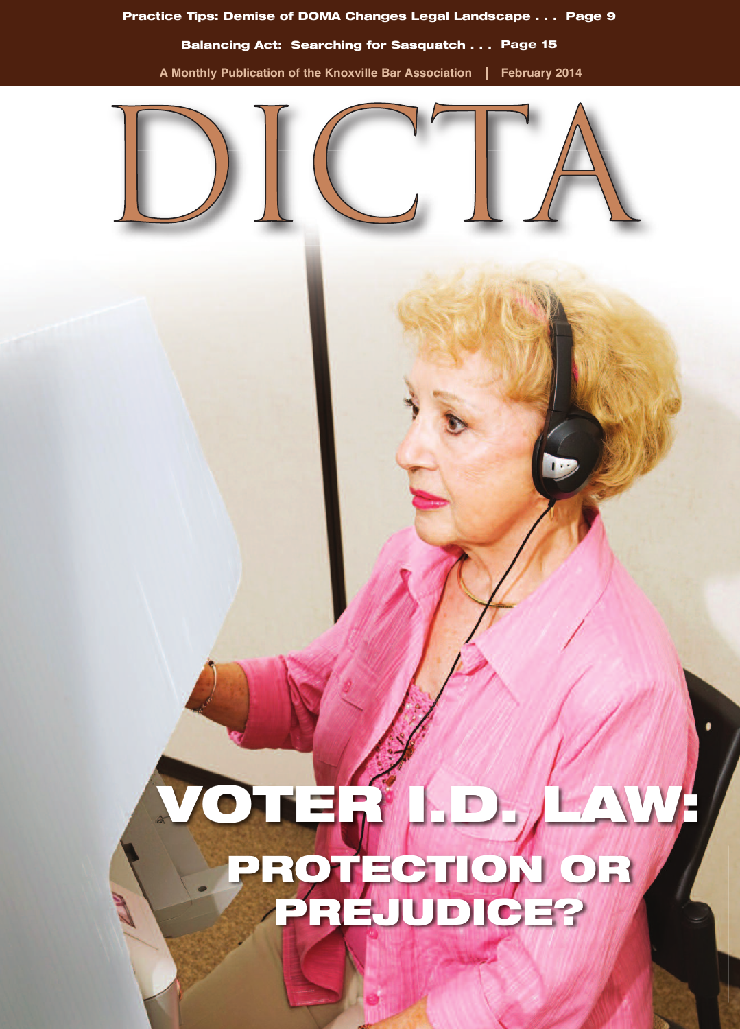Practice Tips: Demise of DOMA Changes Legal Landscape . . . Page 9

Balancing Act: Searching for Sasquatch . . . Page 15

A Monthly Publication of the Knoxville Bar Association | February 2014

# DICTA

## VOTER I.D. LAW: PROTECTION OR PREJUDICE?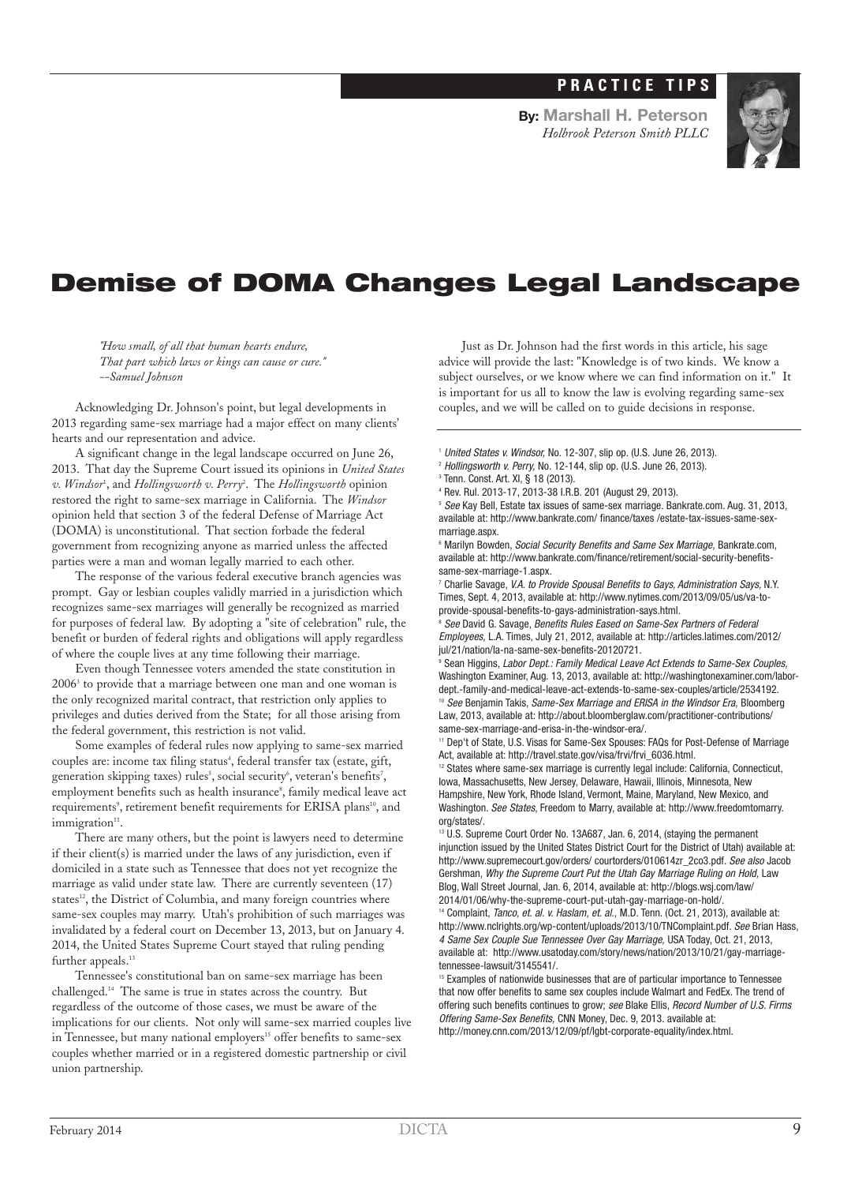PRACTICE TIPS

**By: Marshall H. Peterson**
*Holbrook Peterson Smith PLLC*

# Demise of DOMA Changes Legal Landscape

*"How small, of all that human hearts endure,*
*That part which laws or kings can cause or cure."*
*--Samuel Johnson*

Acknowledging Dr. Johnson's point, but legal developments in 2013 regarding same-sex marriage had a major effect on many clients' hearts and our representation and advice.

A significant change in the legal landscape occurred on June 26, 2013. That day the Supreme Court issued its opinions in *United States v. Windsor*[1], and *Hollingsworth v. Perry*[2]. The *Hollingsworth* opinion restored the right to same-sex marriage in California. The *Windsor* opinion held that section 3 of the federal Defense of Marriage Act (DOMA) is unconstitutional. That section forbade the federal government from recognizing anyone as married unless the affected parties were a man and woman legally married to each other.

The response of the various federal executive branch agencies was prompt. Gay or lesbian couples validly married in a jurisdiction which recognizes same-sex marriages will generally be recognized as married for purposes of federal law. By adopting a "site of celebration" rule, the benefit or burden of federal rights and obligations will apply regardless of where the couple lives at any time following their marriage.

Even though Tennessee voters amended the state constitution in 2006[3] to provide that a marriage between one man and one woman is the only recognized marital contract, that restriction only applies to privileges and duties derived from the State; for all those arising from the federal government, this restriction is not valid.

Some examples of federal rules now applying to same-sex married couples are: income tax filing status[4], federal transfer tax (estate, gift, generation skipping taxes) rules[5], social security[6], veteran's benefits[7], employment benefits such as health insurance[8], family medical leave act requirements[9], retirement benefit requirements for ERISA plans[10], and immigration[11].

There are many others, but the point is lawyers need to determine if their client(s) is married under the laws of any jurisdiction, even if domiciled in a state such as Tennessee that does not yet recognize the marriage as valid under state law. There are currently seventeen (17) states[12], the District of Columbia, and many foreign countries where same-sex couples may marry. Utah's prohibition of such marriages was invalidated by a federal court on December 13, 2013, but on January 4. 2014, the United States Supreme Court stayed that ruling pending further appeals.[13]

Tennessee's constitutional ban on same-sex marriage has been challenged.[14] The same is true in states across the country. But regardless of the outcome of those cases, we must be aware of the implications for our clients. Not only will same-sex married couples live in Tennessee, but many national employers[15] offer benefits to same-sex couples whether married or in a registered domestic partnership or civil union partnership.

Just as Dr. Johnson had the first words in this article, his sage advice will provide the last: "Knowledge is of two kinds. We know a subject ourselves, or we know where we can find information on it." It is important for us all to know the law is evolving regarding same-sex couples, and we will be called on to guide decisions in response.

---

[1] *United States v. Windsor,* No. 12-307, slip op. (U.S. June 26, 2013).

[2] *Hollingsworth v. Perry,* No. 12-144, slip op. (U.S. June 26, 2013).

[3] Tenn. Const. Art. XI, § 18 (2013).

[4] Rev. Rul. 2013-17, 2013-38 I.R.B. 201 (August 29, 2013).

[5] *See* Kay Bell, Estate tax issues of same-sex marriage. Bankrate.com. Aug. 31, 2013, available at: http://www.bankrate.com/ finance/taxes /estate-tax-issues-same-sex-marriage.aspx.

[6] Marilyn Bowden, *Social Security Benefits and Same Sex Marriage,* Bankrate.com, available at: http://www.bankrate.com/finance/retirement/social-security-benefits-same-sex-marriage-1.aspx.

[7] Charlie Savage, *V.A. to Provide Spousal Benefits to Gays, Administration Says,* N.Y. Times, Sept. 4, 2013, available at: http://www.nytimes.com/2013/09/05/us/va-to-provide-spousal-benefits-to-gays-administration-says.html.

[8] *See* David G. Savage, *Benefits Rules Eased on Same-Sex Partners of Federal Employees,* L.A. Times, July 21, 2012, available at: http://articles.latimes.com/2012/ jul/21/nation/la-na-same-sex-benefits-20120721.

[9] Sean Higgins, *Labor Dept.: Family Medical Leave Act Extends to Same-Sex Couples,* Washington Examiner, Aug. 13, 2013, available at: http://washingtonexaminer.com/labor-dept.-family-and-medical-leave-act-extends-to-same-sex-couples/article/2534192.

[10] *See* Benjamin Takis, *Same-Sex Marriage and ERISA in the Windsor Era,* Bloomberg Law, 2013, available at: http://about.bloomberglaw.com/practitioner-contributions/ same-sex-marriage-and-erisa-in-the-windsor-era/.

[11] Dep't of State, U.S. Visas for Same-Sex Spouses: FAQs for Post-Defense of Marriage Act, available at: http://travel.state.gov/visa/frvi/frvi_6036.html.

[12] States where same-sex marriage is currently legal include: California, Connecticut, Iowa, Massachusetts, New Jersey, Delaware, Hawaii, Illinois, Minnesota, New Hampshire, New York, Rhode Island, Vermont, Maine, Maryland, New Mexico, and Washington. *See States*, Freedom to Marry, available at: http://www.freedomtomarry. org/states/.

[13] U.S. Supreme Court Order No. 13A687, Jan. 6, 2014, (staying the permanent injunction issued by the United States District Court for the District of Utah) available at: http://www.supremecourt.gov/orders/ courtorders/010614zr_2co3.pdf. *See also* Jacob Gershman, *Why the Supreme Court Put the Utah Gay Marriage Ruling on Hold,* Law Blog, Wall Street Journal, Jan. 6, 2014, available at: http://blogs.wsj.com/law/ 2014/01/06/why-the-supreme-court-put-utah-gay-marriage-on-hold/.

[14] Complaint, *Tanco, et. al. v. Haslam, et. al.,* M.D. Tenn. (Oct. 21, 2013), available at: http://www.nclrights.org/wp-content/uploads/2013/10/TNComplaint.pdf. *See* Brian Hass, *4 Same Sex Couple Sue Tennessee Over Gay Marriage,* USA Today, Oct. 21, 2013, available at: http://www.usatoday.com/story/news/nation/2013/10/21/gay-marriage-tennessee-lawsuit/3145541/.

[15] Examples of nationwide businesses that are of particular importance to Tennessee that now offer benefits to same sex couples include Walmart and FedEx. The trend of offering such benefits continues to grow; *see* Blake Ellis, *Record Number of U.S. Firms Offering Same-Sex Benefits,* CNN Money, Dec. 9, 2013. available at: http://money.cnn.com/2013/12/09/pf/lgbt-corporate-equality/index.html.